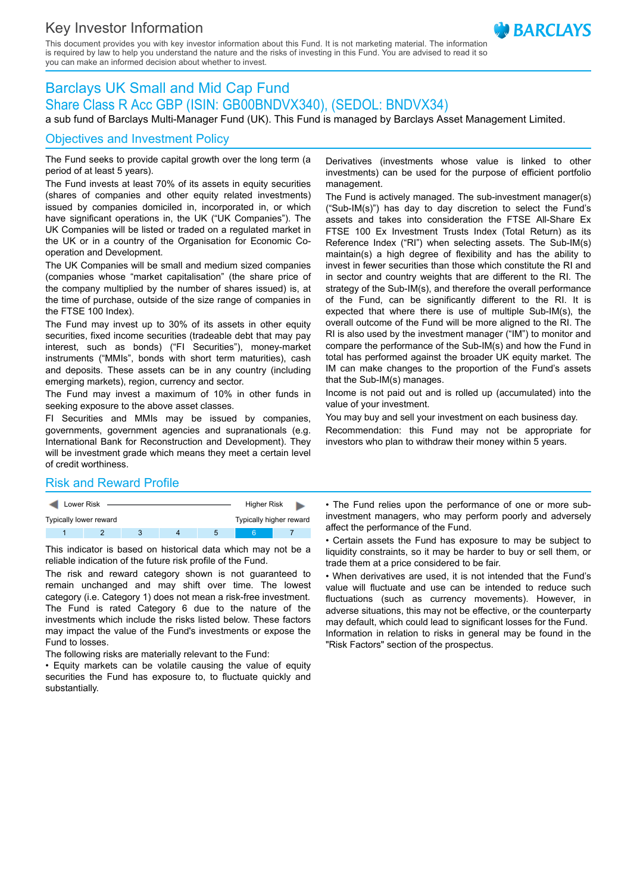# Key Investor Information

This document provides you with key investor information about this Fund. It is not marketing material. The information is required by law to help you understand the nature and the risks of investing in this Fund. You are advised to read it so you can make an informed decision about whether to invest.

## Barclays UK Small and Mid Cap Fund

### Share Class R Acc GBP (ISIN: GB00BNDVX340), (SEDOL: BNDVX34)

a sub fund of Barclays Multi-Manager Fund (UK). This Fund is managed by Barclays Asset Management Limited.

## Objectives and Investment Policy

The Fund seeks to provide capital growth over the long term (a period of at least 5 years).

The Fund invests at least 70% of its assets in equity securities (shares of companies and other equity related investments) issued by companies domiciled in, incorporated in, or which have significant operations in, the UK ("UK Companies"). The UK Companies will be listed or traded on a regulated market in the UK or in a country of the Organisation for Economic Co-operation and Development.

The UK Companies will be small and medium sized companies (companies whose "market capitalisation" (the share price of the company multiplied by the number of shares issued) is, at the time of purchase, outside of the size range of companies in the FTSE 100 Index).

The Fund may invest up to 30% of its assets in other equity securities, fixed income securities (tradeable debt that may pay interest, such as bonds) ("FI Securities"), money-market instruments ("MMIs", bonds with short term maturities), cash and deposits. These assets can be in any country (including emerging markets), region, currency and sector.

The Fund may invest a maximum of 10% in other funds in seeking exposure to the above asset classes.

FI Securities and MMIs may be issued by companies, governments, government agencies and supranationals (e.g. International Bank for Reconstruction and Development). They will be investment grade which means they meet a certain level of credit worthiness.

Derivatives (investments whose value is linked to other investments) can be used for the purpose of efficient portfolio management.

The Fund is actively managed. The sub-investment manager(s) ("Sub-IM(s)") has day to day discretion to select the Fund's assets and takes into consideration the FTSE All-Share Ex FTSE 100 Ex Investment Trusts Index (Total Return) as its Reference Index ("RI") when selecting assets. The Sub-IM(s) maintain(s) a high degree of flexibility and has the ability to invest in fewer securities than those which constitute the RI and in sector and country weights that are different to the RI. The strategy of the Sub-IM(s), and therefore the overall performance of the Fund, can be significantly different to the RI. It is expected that where there is use of multiple Sub-IM(s), the overall outcome of the Fund will be more aligned to the RI. The RI is also used by the investment manager ("IM") to monitor and compare the performance of the Sub-IM(s) and how the Fund in total has performed against the broader UK equity market. The IM can make changes to the proportion of the Fund's assets that the Sub-IM(s) manages.

Income is not paid out and is rolled up (accumulated) into the value of your investment.

You may buy and sell your investment on each business day.

Recommendation: this Fund may not be appropriate for investors who plan to withdraw their money within 5 years.

## Risk and Reward Profile

| Lower Risk | | | | | | Higher Risk |
|---|---|---|---|---|---|---|
| Typically lower reward | | | | | | Typically higher reward |
| 1 | 2 | 3 | 4 | 5 | **6** | 7 |

This indicator is based on historical data which may not be a reliable indication of the future risk profile of the Fund.

The risk and reward category shown is not guaranteed to remain unchanged and may shift over time. The lowest category (i.e. Category 1) does not mean a risk-free investment. The Fund is rated Category 6 due to the nature of the investments which include the risks listed below. These factors may impact the value of the Fund's investments or expose the Fund to losses.

The following risks are materially relevant to the Fund:

- Equity markets can be volatile causing the value of equity securities the Fund has exposure to, to fluctuate quickly and substantially.
- The Fund relies upon the performance of one or more sub-investment managers, who may perform poorly and adversely affect the performance of the Fund.
- Certain assets the Fund has exposure to may be subject to liquidity constraints, so it may be harder to buy or sell them, or trade them at a price considered to be fair.
- When derivatives are used, it is not intended that the Fund's value will fluctuate and use can be intended to reduce such fluctuations (such as currency movements). However, in adverse situations, this may not be effective, or the counterparty may default, which could lead to significant losses for the Fund.

Information in relation to risks in general may be found in the "Risk Factors" section of the prospectus.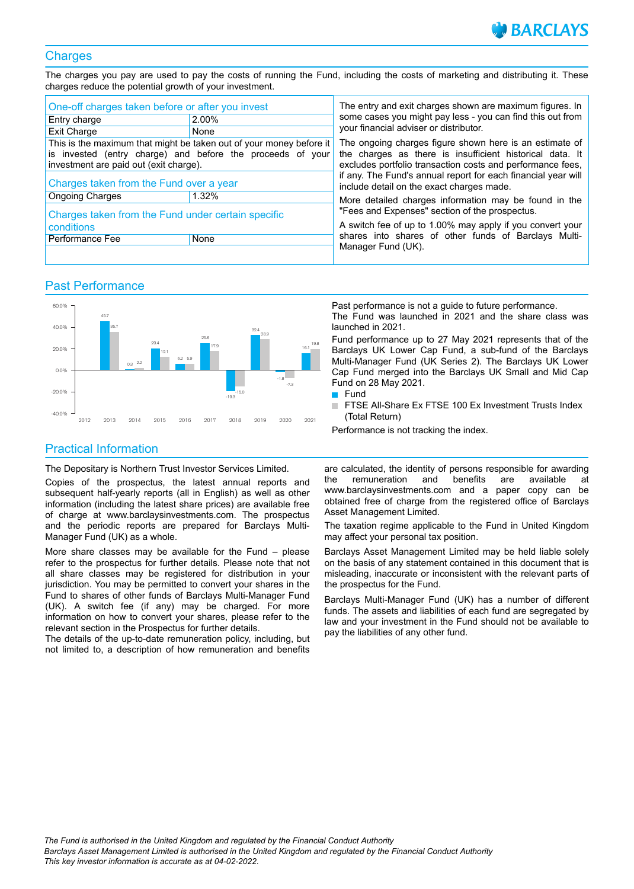## Charges

The charges you pay are used to pay the costs of running the Fund, including the costs of marketing and distributing it. These charges reduce the potential growth of your investment.

| One-off charges taken before or after you invest | |
|---|---|
| Entry charge | 2.00% |
| Exit Charge | None |

This is the maximum that might be taken out of your money before it is invested (entry charge) and before the proceeds of your investment are paid out (exit charge).

| Charges taken from the Fund over a year | |
|---|---|
| Ongoing Charges | 1.32% |

| Charges taken from the Fund under certain specific conditions | |
|---|---|
| Performance Fee | None |

The entry and exit charges shown are maximum figures. In some cases you might pay less - you can find this out from your financial adviser or distributor.

The ongoing charges figure shown here is an estimate of the charges as there is insufficient historical data. It excludes portfolio transaction costs and performance fees, if any. The Fund's annual report for each financial year will include detail on the exact charges made.

More detailed charges information may be found in the "Fees and Expenses" section of the prospectus.

A switch fee of up to 1.00% may apply if you convert your shares into shares of other funds of Barclays Multi-Manager Fund (UK).

## Past Performance

60.0%
40.0%
20.0%
0.0%
-20.0%
-40.0%

2012 2013 2014 2015 2016 2017 2018 2019 2020 2021

45.7 35.7
0.3 2.2
20.4 12.1
6.2 5.9
25.6 17.9
-19.3 -15.0
32.4 28.9
-1.8 -7.3
16.1 19.8

Past performance is not a guide to future performance.
The Fund was launched in 2021 and the share class was launched in 2021.

Fund performance up to 27 May 2021 represents that of the Barclays UK Lower Cap Fund, a sub-fund of the Barclays Multi-Manager Fund (UK Series 2). The Barclays UK Lower Cap Fund merged into the Barclays UK Small and Mid Cap Fund on 28 May 2021.

- Fund
- FTSE All-Share Ex FTSE 100 Ex Investment Trusts Index (Total Return)

Performance is not tracking the index.

## Practical Information

The Depositary is Northern Trust Investor Services Limited.

Copies of the prospectus, the latest annual reports and subsequent half-yearly reports (all in English) as well as other information (including the latest share prices) are available free of charge at www.barclaysinvestments.com. The prospectus and the periodic reports are prepared for Barclays Multi-Manager Fund (UK) as a whole.

More share classes may be available for the Fund – please refer to the prospectus for further details. Please note that not all share classes may be registered for distribution in your jurisdiction. You may be permitted to convert your shares in the Fund to shares of other funds of Barclays Multi-Manager Fund (UK). A switch fee (if any) may be charged. For more information on how to convert your shares, please refer to the relevant section in the Prospectus for further details.

The details of the up-to-date remuneration policy, including, but not limited to, a description of how remuneration and benefits are calculated, the identity of persons responsible for awarding the remuneration and benefits are available at www.barclaysinvestments.com and a paper copy can be obtained free of charge from the registered office of Barclays Asset Management Limited.

The taxation regime applicable to the Fund in United Kingdom may affect your personal tax position.

Barclays Asset Management Limited may be held liable solely on the basis of any statement contained in this document that is misleading, inaccurate or inconsistent with the relevant parts of the prospectus for the Fund.

Barclays Multi-Manager Fund (UK) has a number of different funds. The assets and liabilities of each fund are segregated by law and your investment in the Fund should not be available to pay the liabilities of any other fund.

*The Fund is authorised in the United Kingdom and regulated by the Financial Conduct Authority*
*Barclays Asset Management Limited is authorised in the United Kingdom and regulated by the Financial Conduct Authority*
*This key investor information is accurate as at 04-02-2022.*